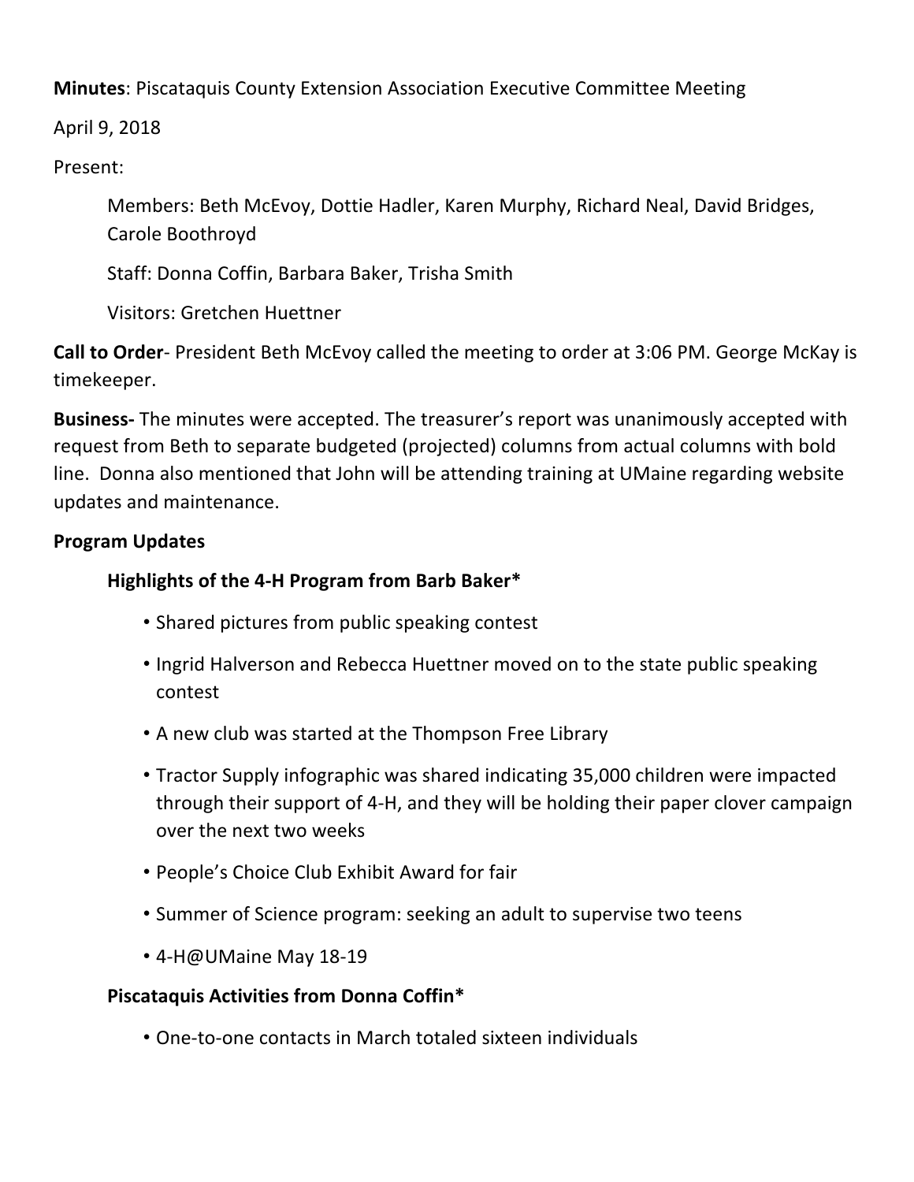**Minutes**: Piscataquis County Extension Association Executive Committee Meeting

April 9, 2018

Present:

Members: Beth McEvoy, Dottie Hadler, Karen Murphy, Richard Neal, David Bridges, Carole Boothroyd

Staff: Donna Coffin, Barbara Baker, Trisha Smith

Visitors: Gretchen Huettner

**Call to Order**- President Beth McEvoy called the meeting to order at 3:06 PM. George McKay is timekeeper.

**Business-** The minutes were accepted. The treasurer's report was unanimously accepted with request from Beth to separate budgeted (projected) columns from actual columns with bold line. Donna also mentioned that John will be attending training at UMaine regarding website updates and maintenance.

**Program Updates**

**Highlights of the 4-H Program from Barb Baker***

- Shared pictures from public speaking contest
- Ingrid Halverson and Rebecca Huettner moved on to the state public speaking contest
- A new club was started at the Thompson Free Library
- Tractor Supply infographic was shared indicating 35,000 children were impacted through their support of 4-H, and they will be holding their paper clover campaign over the next two weeks
- People's Choice Club Exhibit Award for fair
- Summer of Science program: seeking an adult to supervise two teens
- 4-H@UMaine May 18-19

**Piscataquis Activities from Donna Coffin***

- One-to-one contacts in March totaled sixteen individuals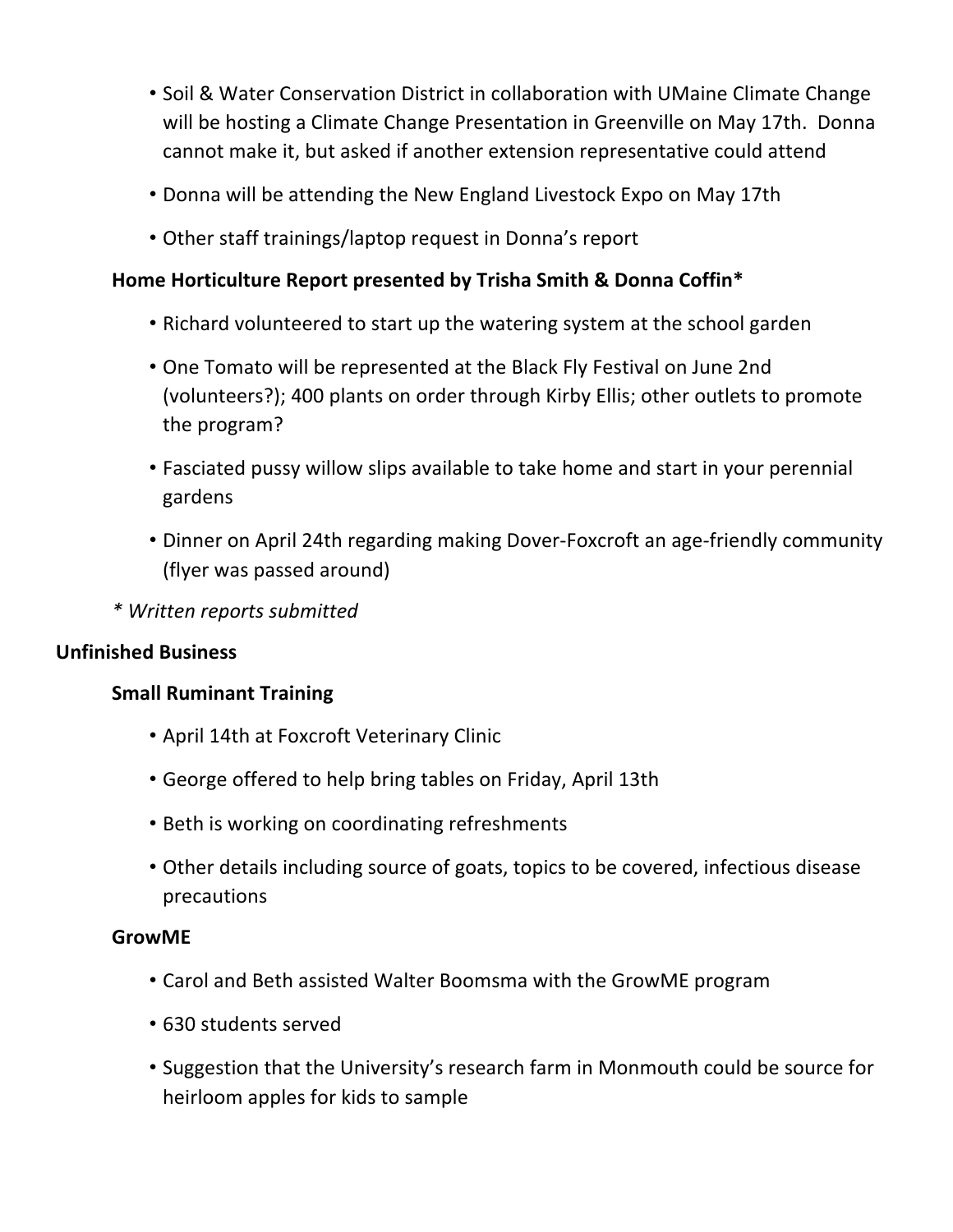- Soil & Water Conservation District in collaboration with UMaine Climate Change will be hosting a Climate Change Presentation in Greenville on May 17th. Donna cannot make it, but asked if another extension representative could attend
- Donna will be attending the New England Livestock Expo on May 17th
- Other staff trainings/laptop request in Donna's report

**Home Horticulture Report presented by Trisha Smith & Donna Coffin***

- Richard volunteered to start up the watering system at the school garden
- One Tomato will be represented at the Black Fly Festival on June 2nd (volunteers?); 400 plants on order through Kirby Ellis; other outlets to promote the program?
- Fasciated pussy willow slips available to take home and start in your perennial gardens
- Dinner on April 24th regarding making Dover-Foxcroft an age-friendly community (flyer was passed around)

*\* Written reports submitted*

**Unfinished Business**

**Small Ruminant Training**

- April 14th at Foxcroft Veterinary Clinic
- George offered to help bring tables on Friday, April 13th
- Beth is working on coordinating refreshments
- Other details including source of goats, topics to be covered, infectious disease precautions

**GrowME**

- Carol and Beth assisted Walter Boomsma with the GrowME program
- 630 students served
- Suggestion that the University's research farm in Monmouth could be source for heirloom apples for kids to sample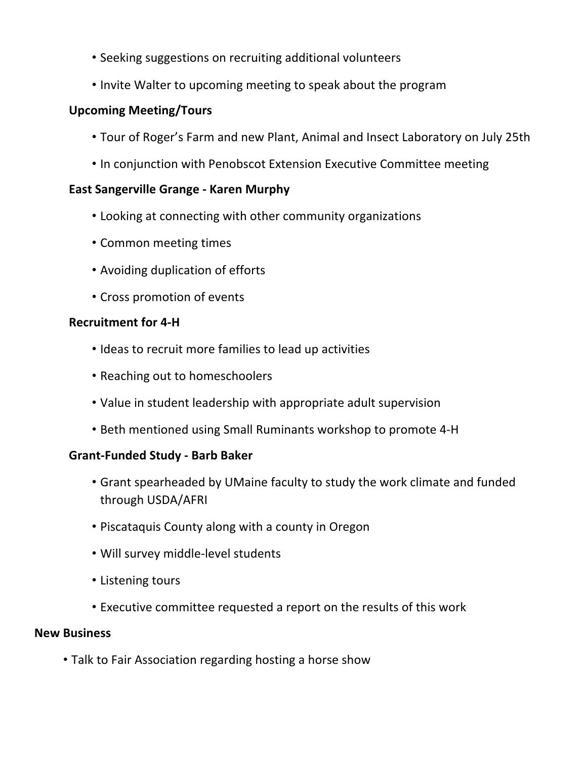- Seeking suggestions on recruiting additional volunteers
- Invite Walter to upcoming meeting to speak about the program

**Upcoming Meeting/Tours**

- Tour of Roger's Farm and new Plant, Animal and Insect Laboratory on July 25th
- In conjunction with Penobscot Extension Executive Committee meeting

**East Sangerville Grange - Karen Murphy**

- Looking at connecting with other community organizations
- Common meeting times
- Avoiding duplication of efforts
- Cross promotion of events

**Recruitment for 4-H**

- Ideas to recruit more families to lead up activities
- Reaching out to homeschoolers
- Value in student leadership with appropriate adult supervision
- Beth mentioned using Small Ruminants workshop to promote 4-H

**Grant-Funded Study - Barb Baker**

- Grant spearheaded by UMaine faculty to study the work climate and funded through USDA/AFRI
- Piscataquis County along with a county in Oregon
- Will survey middle-level students
- Listening tours
- Executive committee requested a report on the results of this work

**New Business**

- Talk to Fair Association regarding hosting a horse show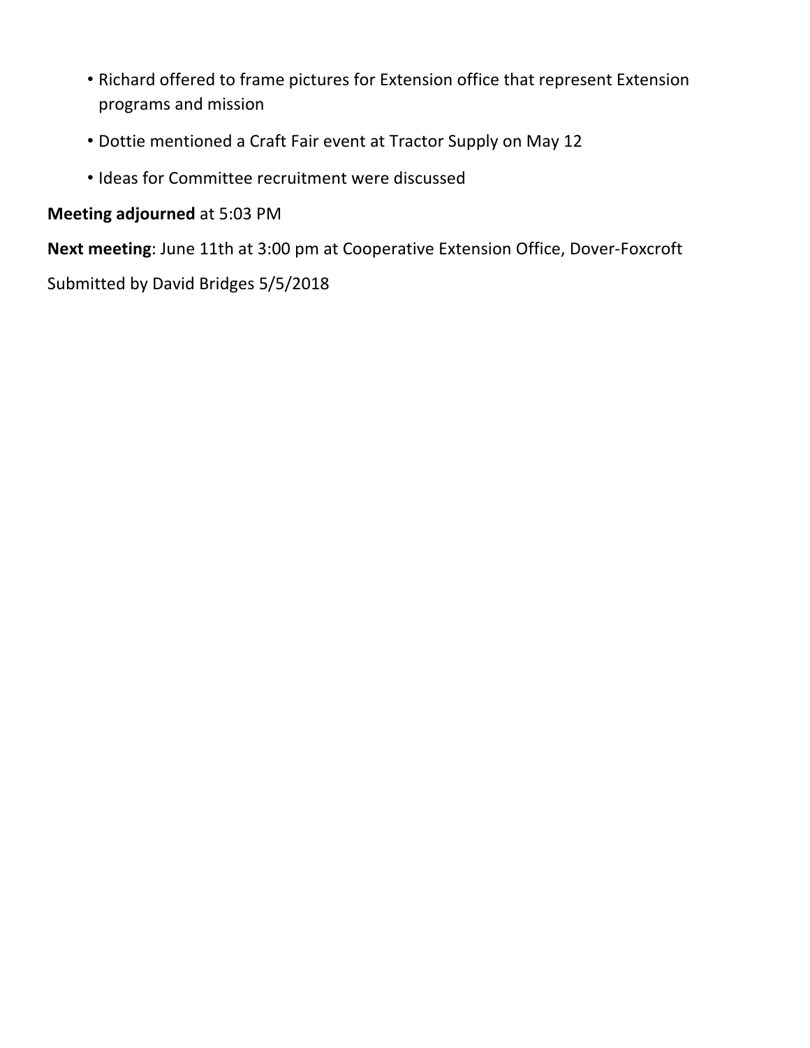- Richard offered to frame pictures for Extension office that represent Extension programs and mission
- Dottie mentioned a Craft Fair event at Tractor Supply on May 12
- Ideas for Committee recruitment were discussed

**Meeting adjourned** at 5:03 PM

**Next meeting**: June 11th at 3:00 pm at Cooperative Extension Office, Dover-Foxcroft

Submitted by David Bridges 5/5/2018